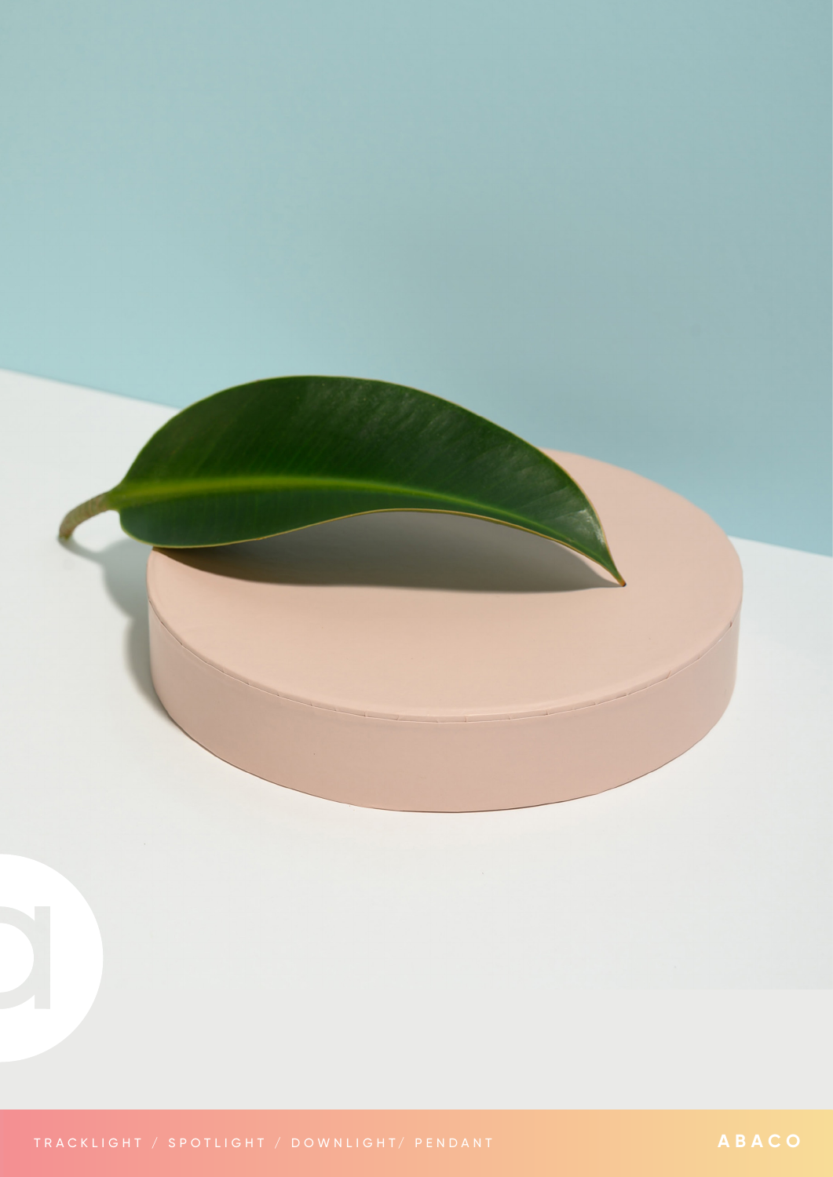TRACKLIGHT / SPOTLIGHT / DOWNLIGHT/ PENDANT

**ABACO**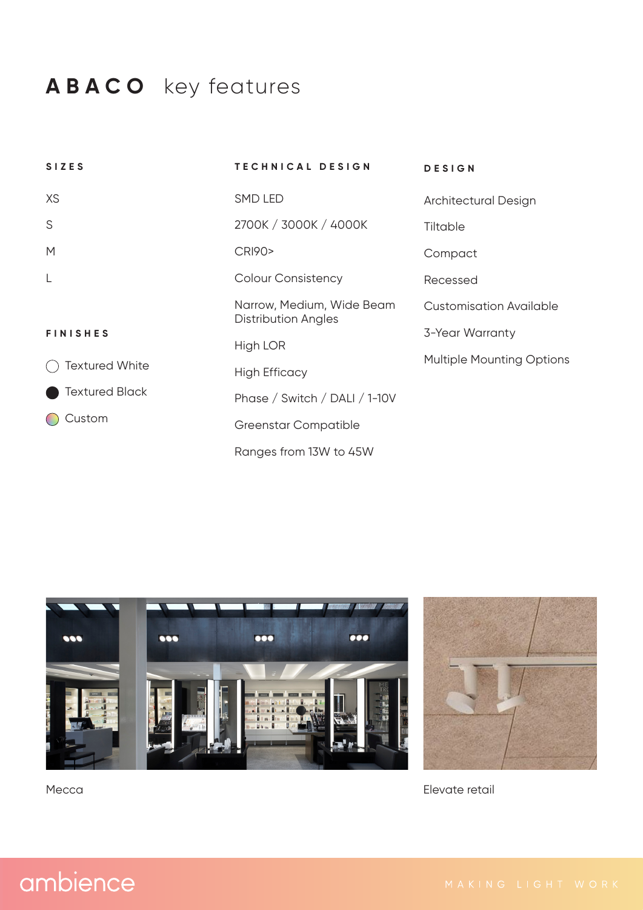# ABACO key features

### SIZES

- XS
- S
- M
- L

### FINISHES

- Textured White
- Textured Black
- Custom

### TECHNICAL DESIGN

- SMD LED
- 2700K / 3000K / 4000K
- CRI90>
- Colour Consistency
- Narrow, Medium, Wide Beam Distribution Angles
- High LOR
- High Efficacy
- Phase / Switch / DALI / 1-10V
- Greenstar Compatible
- Ranges from 13W to 45W

### DESIGN

- Architectural Design
- Tiltable
- Compact
- Recessed
- Customisation Available
- 3-Year Warranty
- Multiple Mounting Options

Mecca

Elevate retail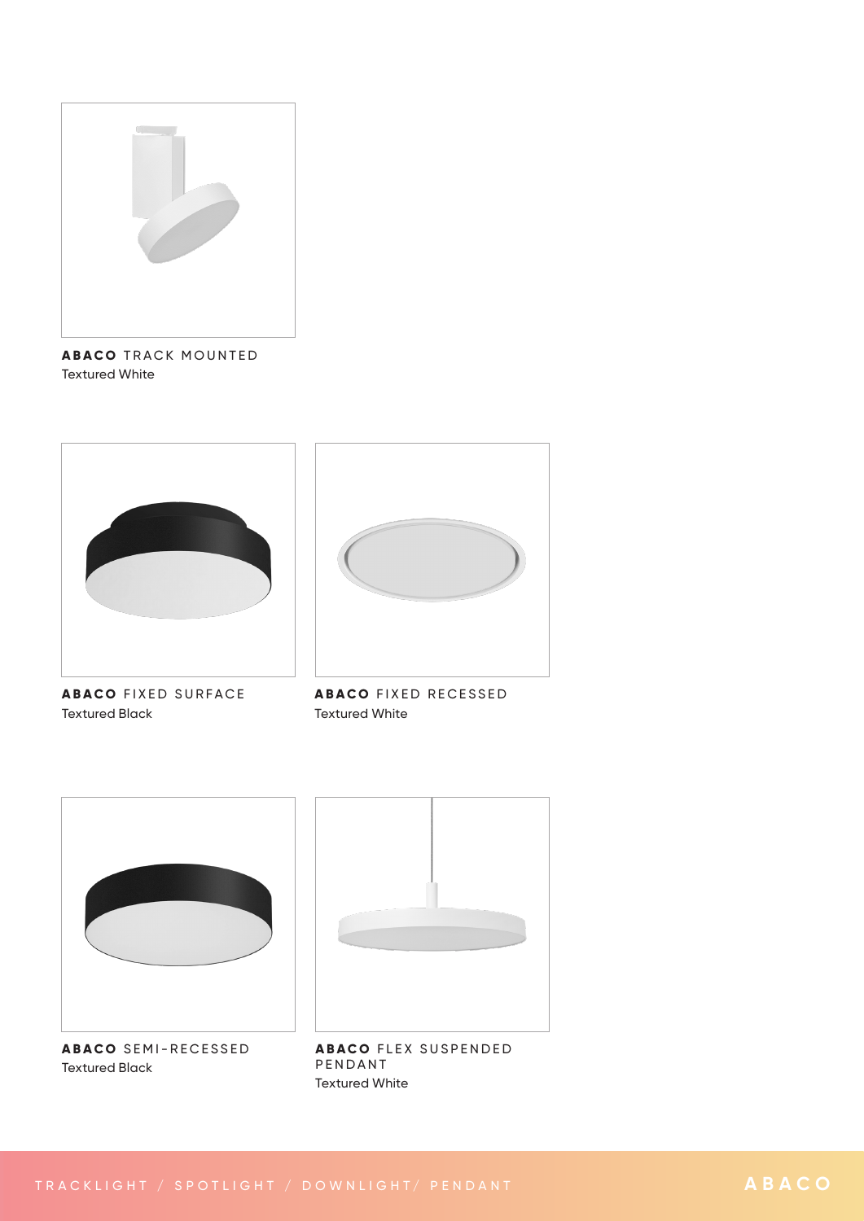**ABACO** TRACK MOUNTED
Textured White

**ABACO** FIXED SURFACE
Textured Black

**ABACO** FIXED RECESSED
Textured White

**ABACO** SEMI-RECESSED
Textured Black

**ABACO** FLEX SUSPENDED PENDANT
Textured White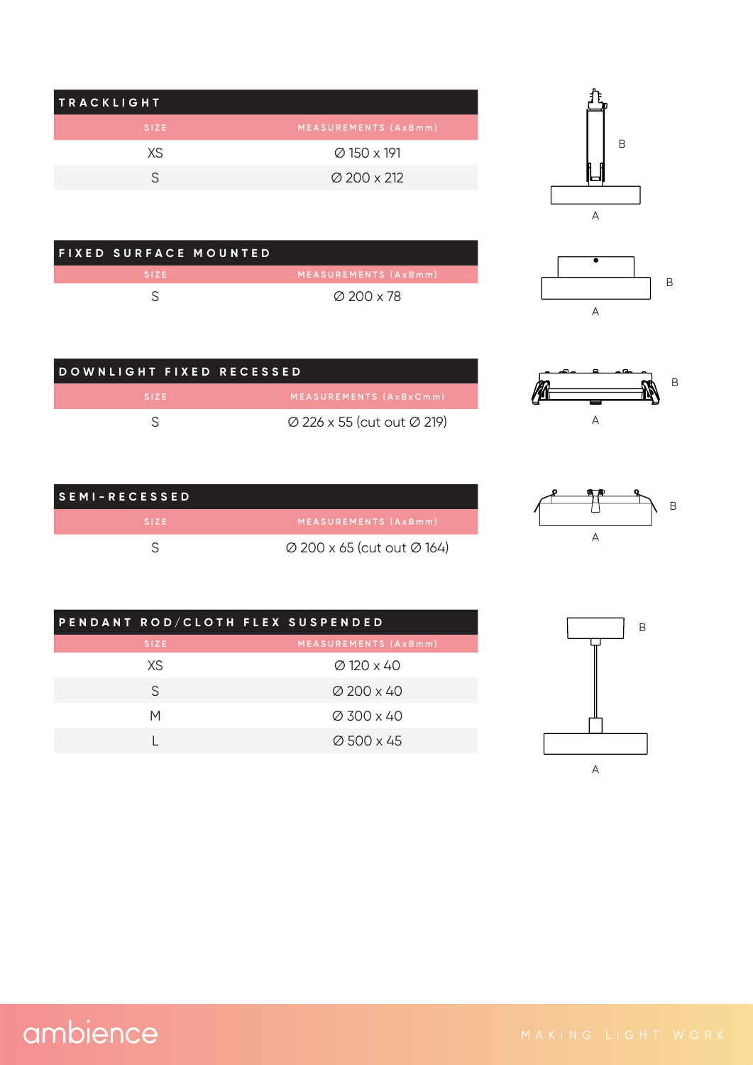## TRACKLIGHT

| SIZE | MEASUREMENTS (AxBmm) |
| --- | --- |
| XS | Ø 150 x 191 |
| S | Ø 200 x 212 |

## FIXED SURFACE MOUNTED

| SIZE | MEASUREMENTS (AxBmm) |
| --- | --- |
| S | Ø 200 x 78 |

## DOWNLIGHT FIXED RECESSED

| SIZE | MEASUREMENTS (AxBxCmm) |
| --- | --- |
| S | Ø 226 x 55 (cut out Ø 219) |

## SEMI-RECESSED

| SIZE | MEASUREMENTS (AxBmm) |
| --- | --- |
| S | Ø 200 x 65 (cut out Ø 164) |

## PENDANT ROD/CLOTH FLEX SUSPENDED

| SIZE | MEASUREMENTS (AxBmm) |
| --- | --- |
| XS | Ø 120 x 40 |
| S | Ø 200 x 40 |
| M | Ø 300 x 40 |
| L | Ø 500 x 45 |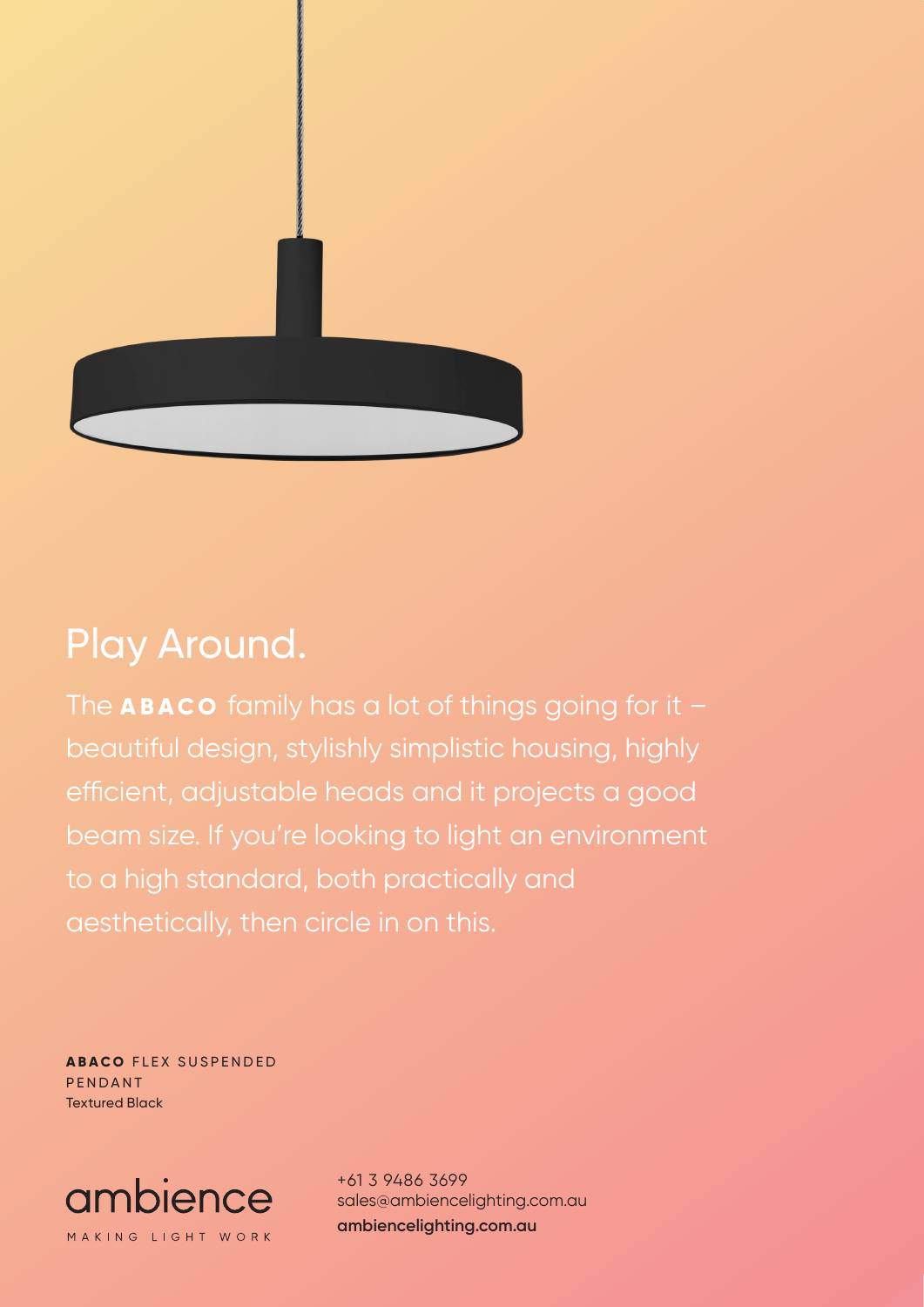## Play Around.

The **ABACO** family has a lot of things going for it – beautiful design, stylishly simplistic housing, highly efficient, adjustable heads and it projects a good beam size. If you're looking to light an environment to a high standard, both practically and aesthetically, then circle in on this.

**ABACO** FLEX SUSPENDED PENDANT
Textured Black

ambience
MAKING LIGHT WORK

+61 3 9486 3699
sales@ambiencelighting.com.au
**ambiencelighting.com.au**